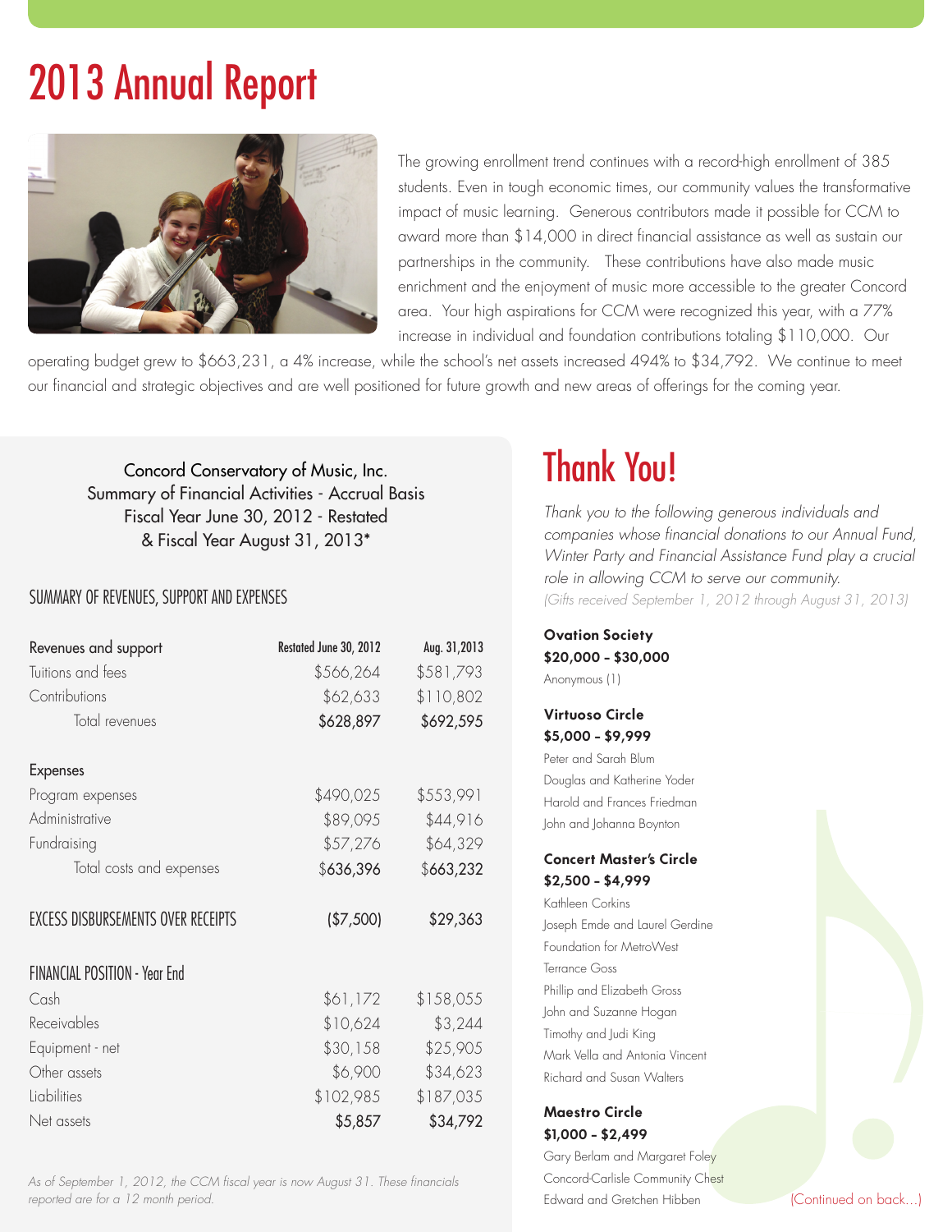# 2013 Annual Report

The growing enrollment trend continues with a record-high enrollment of 385 students. Even in tough economic times, our community values the transformative impact of music learning. Generous contributors made it possible for CCM to award more than $14,000 in direct financial assistance as well as sustain our partnerships in the community. These contributions have also made music enrichment and the enjoyment of music more accessible to the greater Concord area. Your high aspirations for CCM were recognized this year, with a 77% increase in individual and foundation contributions totaling $110,000. Our operating budget grew to $663,231, a 4% increase, while the school's net assets increased 494% to $34,792. We continue to meet our financial and strategic objectives and are well positioned for future growth and new areas of offerings for the coming year.

Concord Conservatory of Music, Inc.
Summary of Financial Activities - Accrual Basis
Fiscal Year June 30, 2012 - Restated
& Fiscal Year August 31, 2013*

## SUMMARY OF REVENUES, SUPPORT AND EXPENSES

| Revenues and support | Restated June 30, 2012 | Aug. 31,2013 |
|---|---|---|
| Tuitions and fees | $566,264 | $581,793 |
| Contributions | $62,633 | $110,802 |
| Total revenues | **$628,897** | **$692,595** |
| **Expenses** | | |
| Program expenses | $490,025 | $553,991 |
| Administrative | $89,095 | $44,916 |
| Fundraising | $57,276 | $64,329 |
| Total costs and expenses | $636,396 | $663,232 |
| EXCESS DISBURSEMENTS OVER RECEIPTS | ($7,500) | $29,363 |
| **FINANCIAL POSITION - Year End** | | |
| Cash | $61,172 | $158,055 |
| Receivables | $10,624 | $3,244 |
| Equipment - net | $30,158 | $25,905 |
| Other assets | $6,900 | $34,623 |
| Liabilities | $102,985 | $187,035 |
| Net assets | $5,857 | $34,792 |

*As of September 1, 2012, the CCM fiscal year is now August 31. These financials reported are for a 12 month period.*

# Thank You!

*Thank you to the following generous individuals and companies whose financial donations to our Annual Fund, Winter Party and Financial Assistance Fund play a crucial role in allowing CCM to serve our community.*
*(Gifts received September 1, 2012 through August 31, 2013)*

**Ovation Society**
**$20,000 – $30,000**
Anonymous (1)

**Virtuoso Circle**
**$5,000 – $9,999**
Peter and Sarah Blum
Douglas and Katherine Yoder
Harold and Frances Friedman
John and Johanna Boynton

**Concert Master's Circle**
**$2,500 – $4,999**
Kathleen Corkins
Joseph Emde and Laurel Gerdine
Foundation for MetroWest
Terrance Goss
Phillip and Elizabeth Gross
John and Suzanne Hogan
Timothy and Judi King
Mark Vella and Antonia Vincent
Richard and Susan Walters

**Maestro Circle**
**$1,000 – $2,499**
Gary Berlam and Margaret Foley
Concord-Carlisle Community Chest
Edward and Gretchen Hibben

(Continued on back...)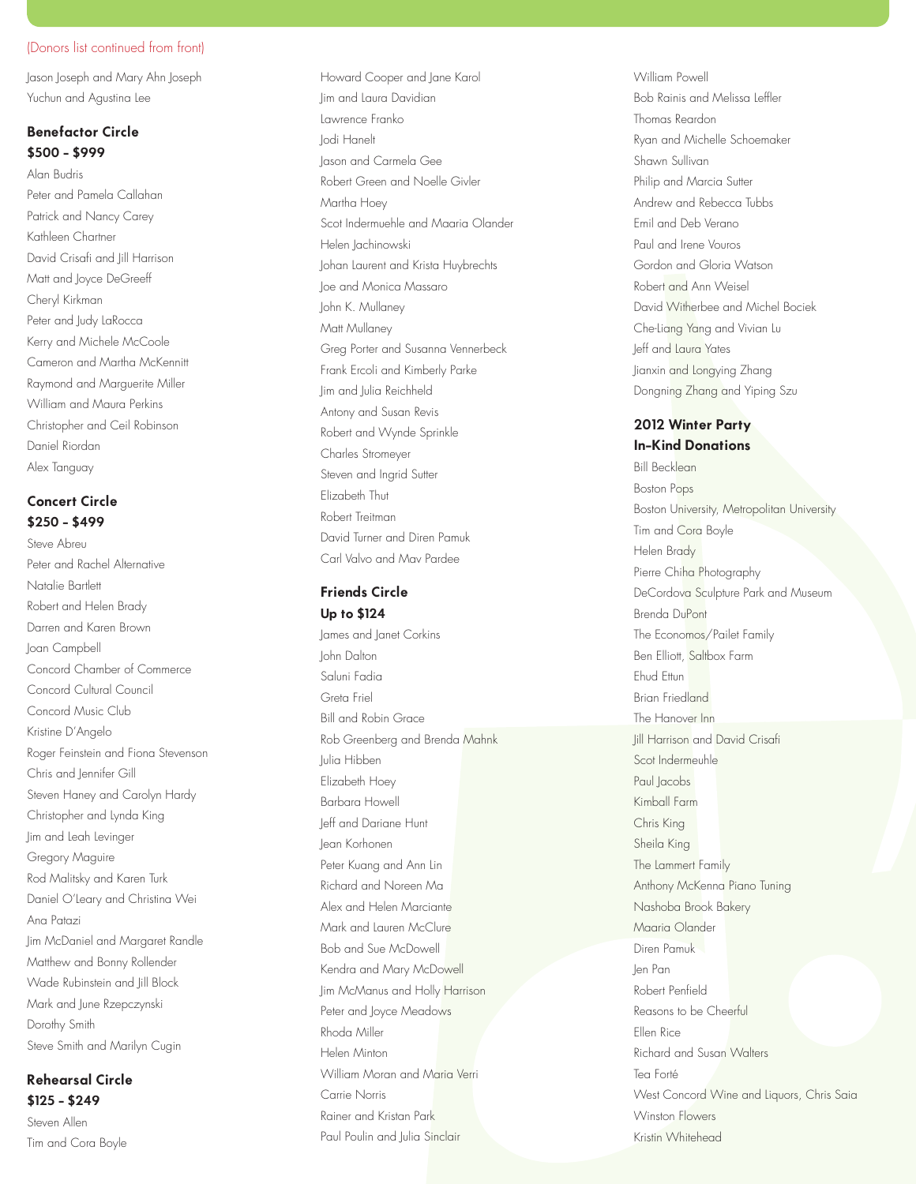(Donors list continued from front)

Jason Joseph and Mary Ahn Joseph
Yuchun and Agustina Lee

**Benefactor Circle**
**$500 – $999**

Alan Budris
Peter and Pamela Callahan
Patrick and Nancy Carey
Kathleen Chartner
David Crisafi and Jill Harrison
Matt and Joyce DeGreeff
Cheryl Kirkman
Peter and Judy LaRocca
Kerry and Michele McCoole
Cameron and Martha McKennitt
Raymond and Marguerite Miller
William and Maura Perkins
Christopher and Ceil Robinson
Daniel Riordan
Alex Tanguay

**Concert Circle**
**$250 – $499**

Steve Abreu
Peter and Rachel Alternative
Natalie Bartlett
Robert and Helen Brady
Darren and Karen Brown
Joan Campbell
Concord Chamber of Commerce
Concord Cultural Council
Concord Music Club
Kristine D'Angelo
Roger Feinstein and Fiona Stevenson
Chris and Jennifer Gill
Steven Haney and Carolyn Hardy
Christopher and Lynda King
Jim and Leah Levinger
Gregory Maguire
Rod Malitsky and Karen Turk
Daniel O'Leary and Christina Wei
Ana Patazi
Jim McDaniel and Margaret Randle
Matthew and Bonny Rollender
Wade Rubinstein and Jill Block
Mark and June Rzepczynski
Dorothy Smith
Steve Smith and Marilyn Cugin

**Rehearsal Circle**
**$125 – $249**

Steven Allen
Tim and Cora Boyle
Howard Cooper and Jane Karol
Jim and Laura Davidian
Lawrence Franko
Jodi Hanelt
Jason and Carmela Gee
Robert Green and Noelle Givler
Martha Hoey
Scot Indermuehle and Maaria Olander
Helen Jachinowski
Johan Laurent and Krista Huybrechts
Joe and Monica Massaro
John K. Mullaney
Matt Mullaney
Greg Porter and Susanna Vennerbeck
Frank Ercoli and Kimberly Parke
Jim and Julia Reichheld
Antony and Susan Revis
Robert and Wynde Sprinkle
Charles Stromeyer
Steven and Ingrid Sutter
Elizabeth Thut
Robert Treitman
David Turner and Diren Pamuk
Carl Valvo and Mav Pardee

**Friends Circle**
**Up to $124**

James and Janet Corkins
John Dalton
Saluni Fadia
Greta Friel
Bill and Robin Grace
Rob Greenberg and Brenda Mahnk
Julia Hibben
Elizabeth Hoey
Barbara Howell
Jeff and Dariane Hunt
Jean Korhonen
Peter Kuang and Ann Lin
Richard and Noreen Ma
Alex and Helen Marciante
Mark and Lauren McClure
Bob and Sue McDowell
Kendra and Mary McDowell
Jim McManus and Holly Harrison
Peter and Joyce Meadows
Rhoda Miller
Helen Minton
William Moran and Maria Verri
Carrie Norris
Rainer and Kristan Park
Paul Poulin and Julia Sinclair
William Powell
Bob Rainis and Melissa Leffler
Thomas Reardon
Ryan and Michelle Schoemaker
Shawn Sullivan
Philip and Marcia Sutter
Andrew and Rebecca Tubbs
Emil and Deb Verano
Paul and Irene Vouros
Gordon and Gloria Watson
Robert and Ann Weisel
David Witherbee and Michel Bociek
Che-Liang Yang and Vivian Lu
Jeff and Laura Yates
Jianxin and Longying Zhang
Dongning Zhang and Yiping Szu

**2012 Winter Party**
**In-Kind Donations**

Bill Becklean
Boston Pops
Boston University, Metropolitan University
Tim and Cora Boyle
Helen Brady
Pierre Chiha Photography
DeCordova Sculpture Park and Museum
Brenda DuPont
The Economos/Pailet Family
Ben Elliott, Saltbox Farm
Ehud Ettun
Brian Friedland
The Hanover Inn
Jill Harrison and David Crisafi
Scot Indermeuhle
Paul Jacobs
Kimball Farm
Chris King
Sheila King
The Lammert Family
Anthony McKenna Piano Tuning
Nashoba Brook Bakery
Maaria Olander
Diren Pamuk
Jen Pan
Robert Penfield
Reasons to be Cheerful
Ellen Rice
Richard and Susan Walters
Tea Forté
West Concord Wine and Liquors, Chris Saia
Winston Flowers
Kristin Whitehead